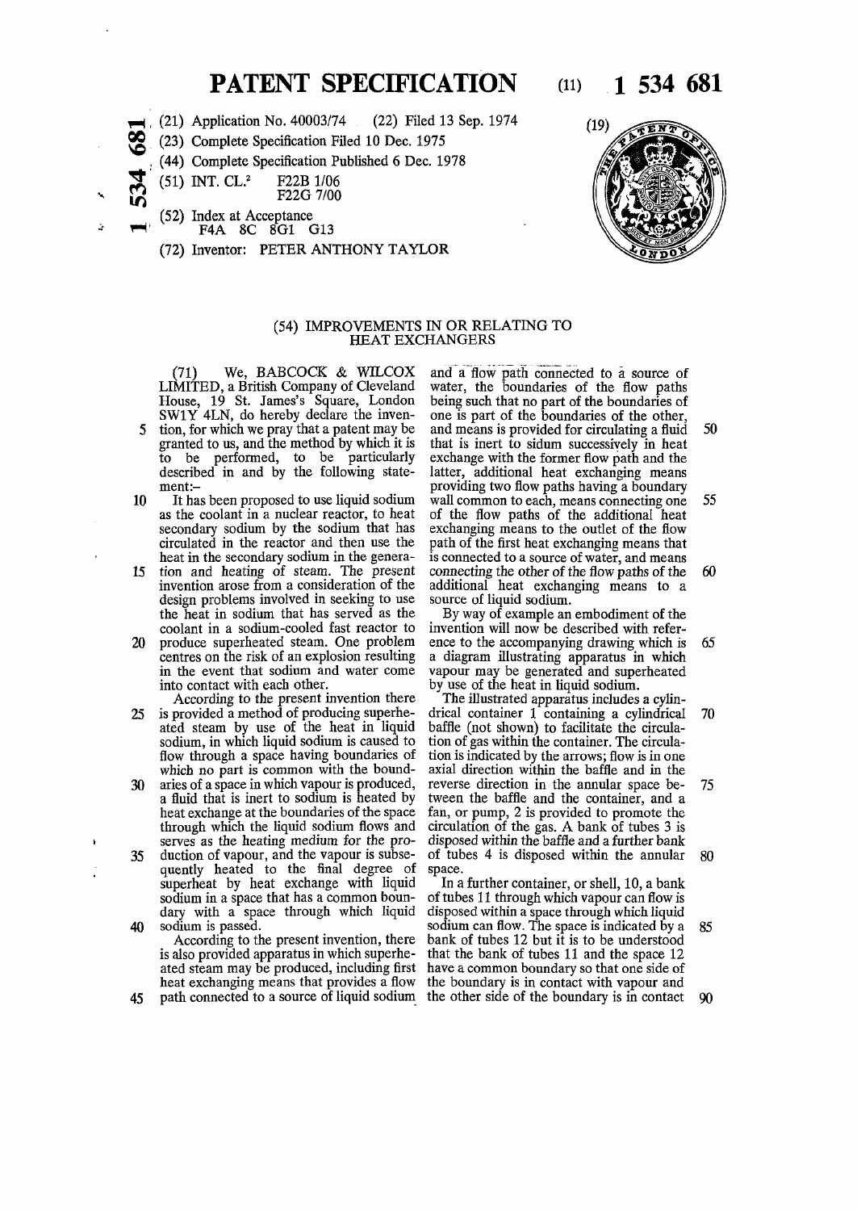# PATENT SPECIFICATION

(11) 1 534 681

(21) Application No. 40003/74 (22) Filed 13 Sep. 1974

(23) Complete Specification Filed 10 Dec. 1975

(44) Complete Specification Published 6 Dec. 1978

(51) INT. CL.[2] F22B 1/06
F22G 7/00

(52) Index at Acceptance
F4A 8C 8G1 G13

(72) Inventor: PETER ANTHONY TAYLOR

(19)

## (54) IMPROVEMENTS IN OR RELATING TO HEAT EXCHANGERS

(71) We, BABCOCK & WILCOX LIMITED, a British Company of Cleveland House, 19 St. James's Square, London SW1Y 4LN, do hereby declare the invention, for which we pray that a patent may be granted to us, and the method by which it is to be performed, to be particularly described in and by the following statement:–

It has been proposed to use liquid sodium as the coolant in a nuclear reactor, to heat secondary sodium by the sodium that has circulated in the reactor and then use the heat in the secondary sodium in the generation and heating of steam. The present invention arose from a consideration of the design problems involved in seeking to use the heat in sodium that has served as the coolant in a sodium-cooled fast reactor to produce superheated steam. One problem centres on the risk of an explosion resulting in the event that sodium and water come into contact with each other.

According to the present invention there is provided a method of producing superheated steam by use of the heat in liquid sodium, in which liquid sodium is caused to flow through a space having boundaries of which no part is common with the boundaries of a space in which vapour is produced, a fluid that is inert to sodium is heated by heat exchange at the boundaries of the space through which the liquid sodium flows and serves as the heating medium for the production of vapour, and the vapour is subsequently heated to the final degree of superheat by heat exchange with liquid sodium in a space that has a common boundary with a space through which liquid sodium is passed.

According to the present invention, there is also provided apparatus in which superheated steam may be produced, including first heat exchanging means that provides a flow path connected to a source of liquid sodium and a flow path connected to a source of water, the boundaries of the flow paths being such that no part of the boundaries of one is part of the boundaries of the other, and means is provided for circulating a fluid that is inert to sidum successively in heat exchange with the former flow path and the latter, additional heat exchanging means providing two flow paths having a boundary wall common to each, means connecting one of the flow paths of the additional heat exchanging means to the outlet of the flow path of the first heat exchanging means that is connected to a source of water, and means connecting the other of the flow paths of the additional heat exchanging means to a source of liquid sodium.

By way of example an embodiment of the invention will now be described with reference to the accompanying drawing which is a diagram illustrating apparatus in which vapour may be generated and superheated by use of the heat in liquid sodium.

The illustrated apparatus includes a cylindrical container 1 containing a cylindrical baffle (not shown) to facilitate the circulation of gas within the container. The circulation is indicated by the arrows; flow is in one axial direction within the baffle and in the reverse direction in the annular space between the baffle and the container, and a fan, or pump, 2 is provided to promote the circulation of the gas. A bank of tubes 3 is disposed within the baffle and a further bank of tubes 4 is disposed within the annular space.

In a further container, or shell, 10, a bank of tubes 11 through which vapour can flow is disposed within a space through which liquid sodium can flow. The space is indicated by a bank of tubes 12 but it is to be understood that the bank of tubes 11 and the space 12 have a common boundary so that one side of the boundary is in contact with vapour and the other side of the boundary is in contact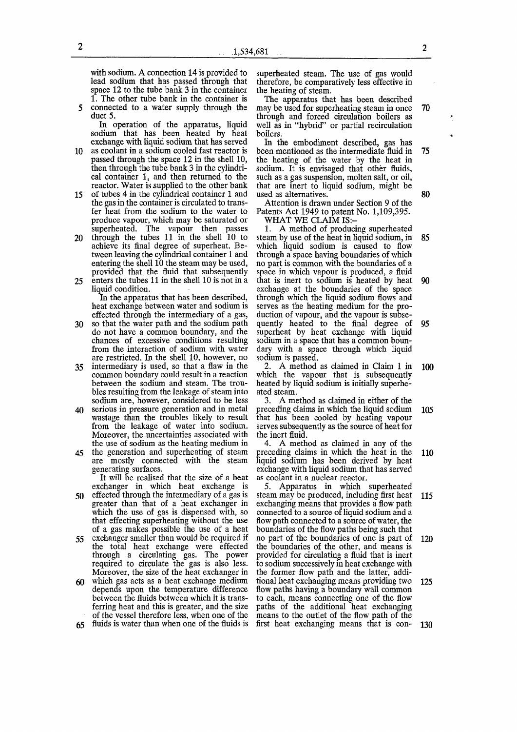with sodium. A connection 14 is provided to lead sodium that has passed through that space 12 to the tube bank 3 in the container 1. The other tube bank in the container is connected to a water supply through the duct 5.

In operation of the apparatus, liquid sodium that has been heated by heat exchange with liquid sodium that has served as coolant in a sodium cooled fast reactor is passed through the space 12 in the shell 10, then through the tube bank 3 in the cylindrical container 1, and then returned to the reactor. Water is supplied to the other bank of tubes 4 in the cylindrical container 1 and the gas in the container is circulated to transfer heat from the sodium to the water to produce vapour, which may be saturated or superheated. The vapour then passes through the tubes 11 in the shell 10 to achieve its final degree of superheat. Between leaving the cylindrical container 1 and entering the shell 10 the steam may be used, provided that the fluid that subsequently enters the tubes 11 in the shell 10 is not in a liquid condition.

In the apparatus that has been described, heat exchange between water and sodium is effected through the intermediary of a gas, so that the water path and the sodium path do not have a common boundary, and the chances of excessive conditions resulting from the interaction of sodium with water are restricted. In the shell 10, however, no intermediary is used, so that a flaw in the common boundary could result in a reaction between the sodium and steam. The troubles resulting from the leakage of steam into sodium are, however, considered to be less serious in pressure generation and in metal wastage than the troubles likely to result from the leakage of water into sodium. Moreover, the uncertainties associated with the use of sodium as the heating medium in the generation and superheating of steam are mostly connected with the steam generating surfaces.

It will be realised that the size of a heat exchanger in which heat exchange is effected through the intermediary of a gas is greater than that of a heat exchanger in which the use of gas is dispensed with, so that effecting superheating without the use of a gas makes possible the use of a heat exchanger smaller than would be required if the total heat exchange were effected through a circulating gas. The power required to circulate the gas is also less. Moreover, the size of the heat exchanger in which gas acts as a heat exchange medium depends upon the temperature difference between the fluids between which it is transferring heat and this is greater, and the size of the vessel therefore less, when one of the fluids is water than when one of the fluids is superheated steam. The use of gas would therefore, be comparatively less effective in the heating of steam.

The apparatus that has been described may be used for superheating steam in once through and forced circulation boilers as well as in "hybrid" or partial recirculation boilers.

In the embodiment described, gas has been mentioned as the intermediate fluid in the heating of the water by the heat in sodium. It is envisaged that other fluids, such as a gas suspension, molten salt, or oil, that are inert to liquid sodium, might be used as alternatives.

Attention is drawn under Section 9 of the Patents Act 1949 to patent No. 1,109,395.

WHAT WE CLAIM IS:—

1. A method of producing superheated steam by use of the heat in liquid sodium, in which liquid sodium is caused to flow through a space having boundaries of which no part is common with the boundaries of a space in which vapour is produced, a fluid that is inert to sodium is heated by heat exchange at the boundaries of the space through which the liquid sodium flows and serves as the heating medium for the production of vapour, and the vapour is subsequently heated to the final degree of superheat by heat exchange with liquid sodium in a space that has a common boundary with a space through which liquid sodium is passed.

2. A method as claimed in Claim 1 in which the vapour that is subsequently heated by liquid sodium is initially superheated steam.

3. A method as claimed in either of the preceding claims in which the liquid sodium that has been cooled by heating vapour serves subsequently as the source of heat for the inert fluid.

4. A method as claimed in any of the preceding claims in which the heat in the liquid sodium has been derived by heat exchange with liquid sodium that has served as coolant in a nuclear reactor.

5. Apparatus in which superheated steam may be produced, including first heat exchanging means that provides a flow path connected to a source of liquid sodium and a flow path connected to a source of water, the boundaries of the flow paths being such that no part of the boundaries of one is part of the boundaries of the other, and means is provided for circulating a fluid that is inert to sodium successively in heat exchange with the former flow path and the latter, additional heat exchanging means providing two flow paths having a boundary wall common to each, means connecting one of the flow paths of the additional heat exchanging means to the outlet of the flow path of the first heat exchanging means that is con-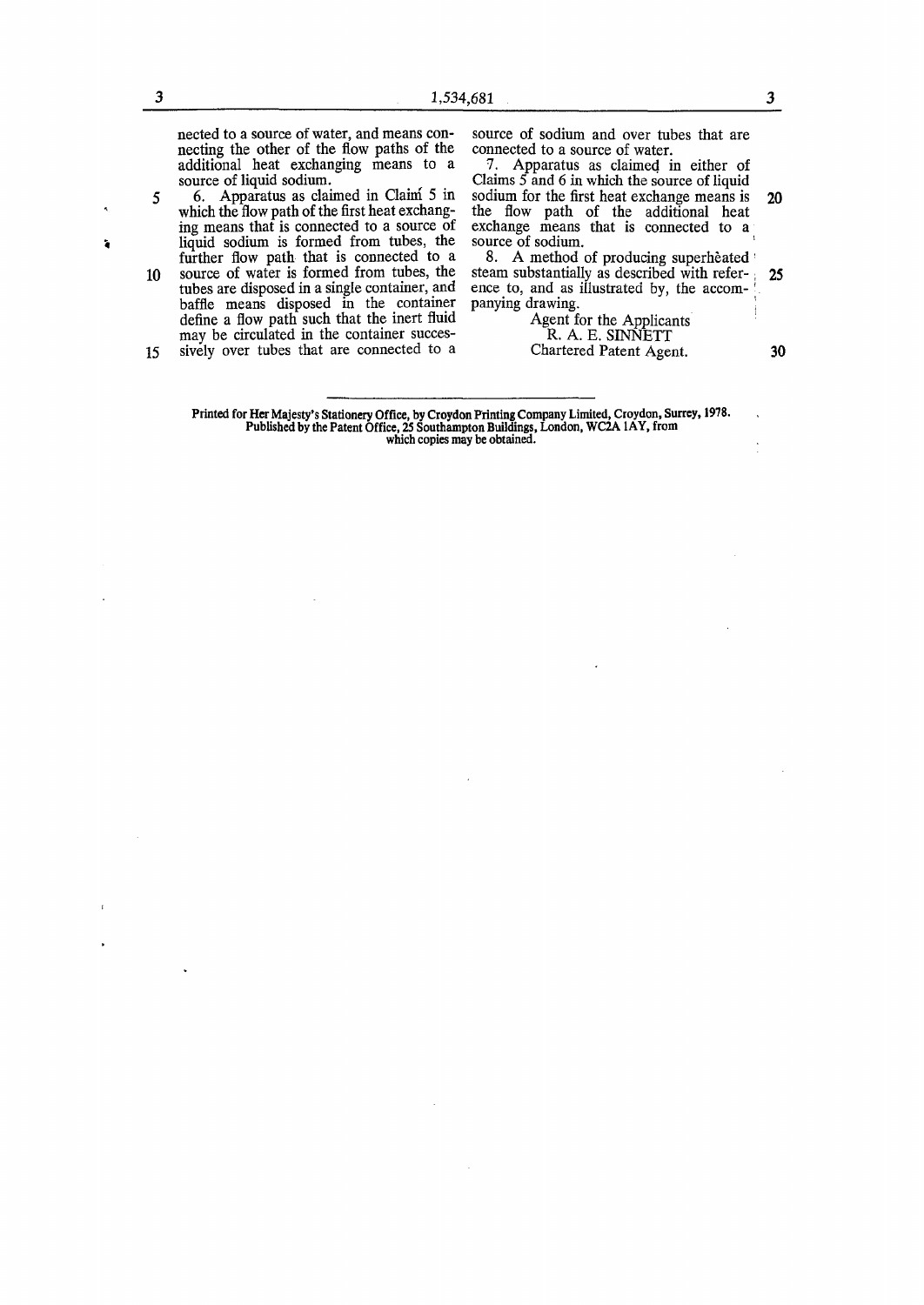nected to a source of water, and means connecting the other of the flow paths of the additional heat exchanging means to a source of liquid sodium.

6. Apparatus as claimed in Claim 5 in which the flow path of the first heat exchanging means that is connected to a source of liquid sodium is formed from tubes, the further flow path that is connected to a source of water is formed from tubes, the tubes are disposed in a single container, and baffle means disposed in the container define a flow path such that the inert fluid may be circulated in the container successively over tubes that are connected to a source of sodium and over tubes that are connected to a source of water.

7. Apparatus as claimed in either of Claims 5 and 6 in which the source of liquid sodium for the first heat exchange means is the flow path of the additional heat exchange means that is connected to a source of sodium.

8. A method of producing superheated steam substantially as described with reference to, and as illustrated by, the accompanying drawing.

Agent for the Applicants
R. A. E. SINNETT
Chartered Patent Agent.

---

Printed for Her Majesty's Stationery Office, by Croydon Printing Company Limited, Croydon, Surrey, 1978.
Published by the Patent Office, 25 Southampton Buildings, London, WC2A 1AY, from which copies may be obtained.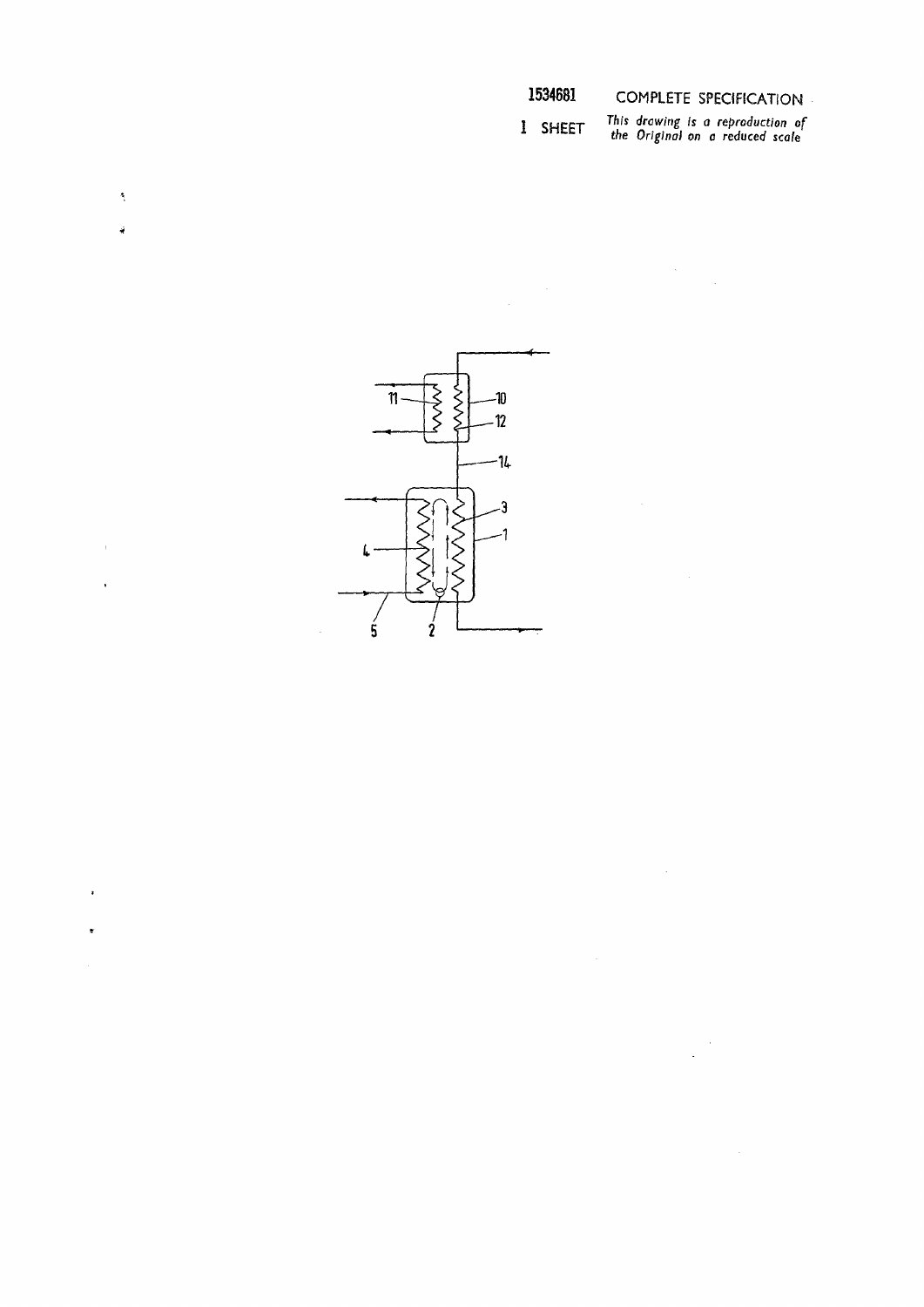1534681 COMPLETE SPECIFICATION

1 SHEET *This drawing is a reproduction of the Original on a reduced scale*

11

10

12

14

3

1

4

5

2